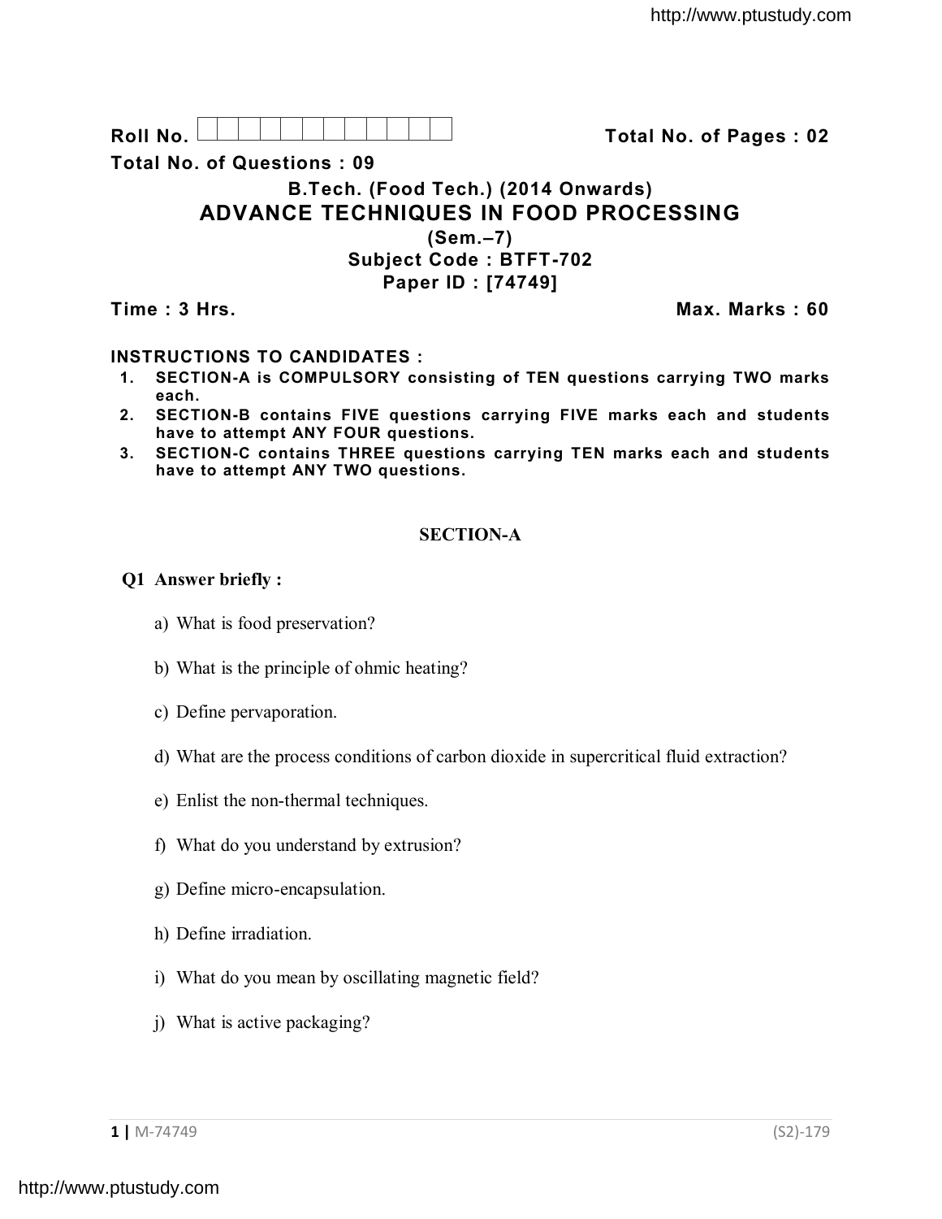**Roll No.** | | | | | | | | | | | | **Total No. of Pages : 02**

**Total No. of Questions : 09**

**B.Tech. (Food Tech.) (2014 Onwards)**

# ADVANCE TECHNIQUES IN FOOD PROCESSING

**(Sem.–7)**

**Subject Code : BTFT-702**

**Paper ID : [74749]**

**Time : 3 Hrs.** **Max. Marks : 60**

**INSTRUCTIONS TO CANDIDATES :**

1. **SECTION-A is COMPULSORY consisting of TEN questions carrying TWO marks each.**
2. **SECTION-B contains FIVE questions carrying FIVE marks each and students have to attempt ANY FOUR questions.**
3. **SECTION-C contains THREE questions carrying TEN marks each and students have to attempt ANY TWO questions.**

## SECTION-A

**Q1 Answer briefly :**

a) What is food preservation?

b) What is the principle of ohmic heating?

c) Define pervaporation.

d) What are the process conditions of carbon dioxide in supercritical fluid extraction?

e) Enlist the non-thermal techniques.

f) What do you understand by extrusion?

g) Define micro-encapsulation.

h) Define irradiation.

i) What do you mean by oscillating magnetic field?

j) What is active packaging?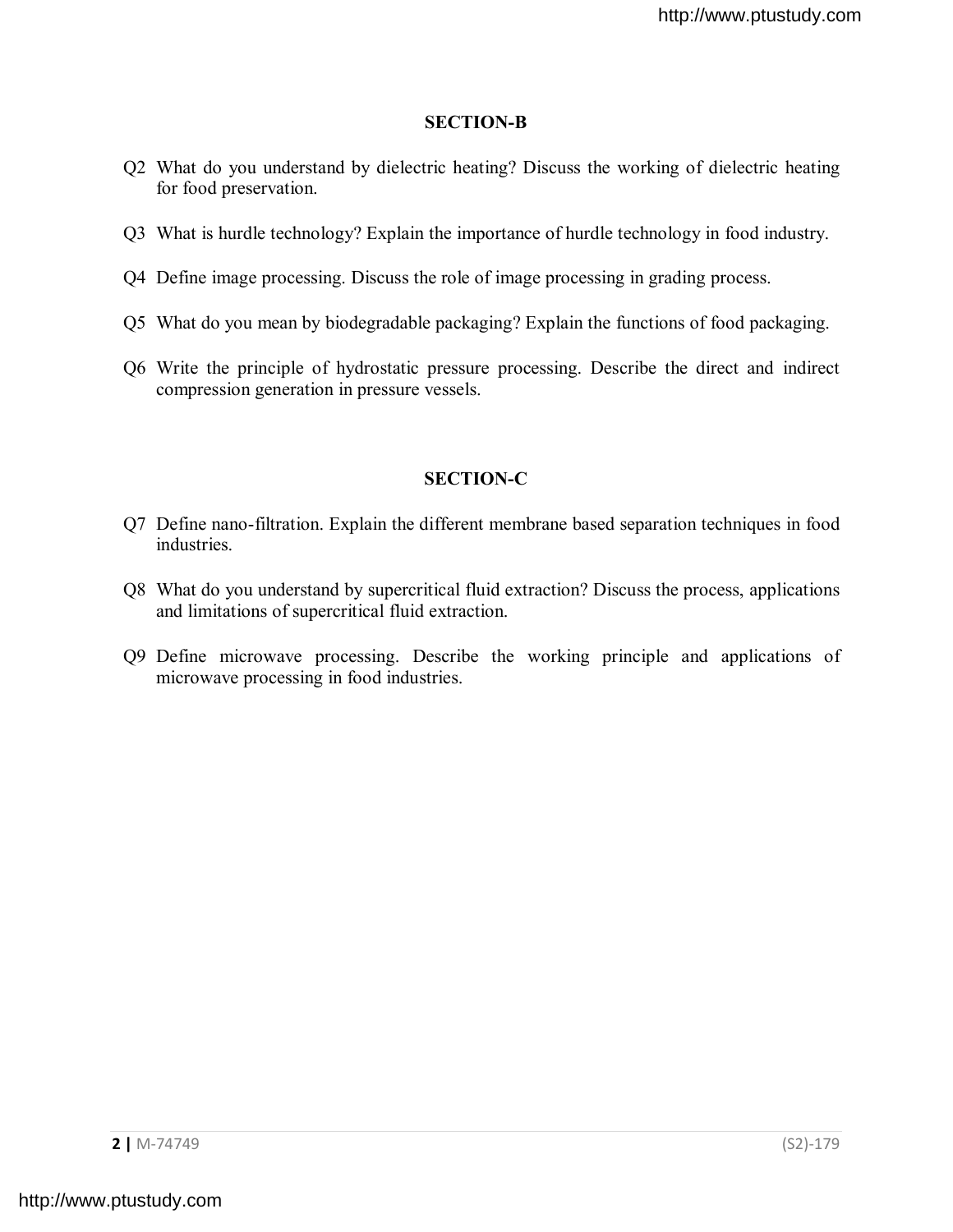## SECTION-B

Q2 What do you understand by dielectric heating? Discuss the working of dielectric heating for food preservation.

Q3 What is hurdle technology? Explain the importance of hurdle technology in food industry.

Q4 Define image processing. Discuss the role of image processing in grading process.

Q5 What do you mean by biodegradable packaging? Explain the functions of food packaging.

Q6 Write the principle of hydrostatic pressure processing. Describe the direct and indirect compression generation in pressure vessels.

## SECTION-C

Q7 Define nano-filtration. Explain the different membrane based separation techniques in food industries.

Q8 What do you understand by supercritical fluid extraction? Discuss the process, applications and limitations of supercritical fluid extraction.

Q9 Define microwave processing. Describe the working principle and applications of microwave processing in food industries.